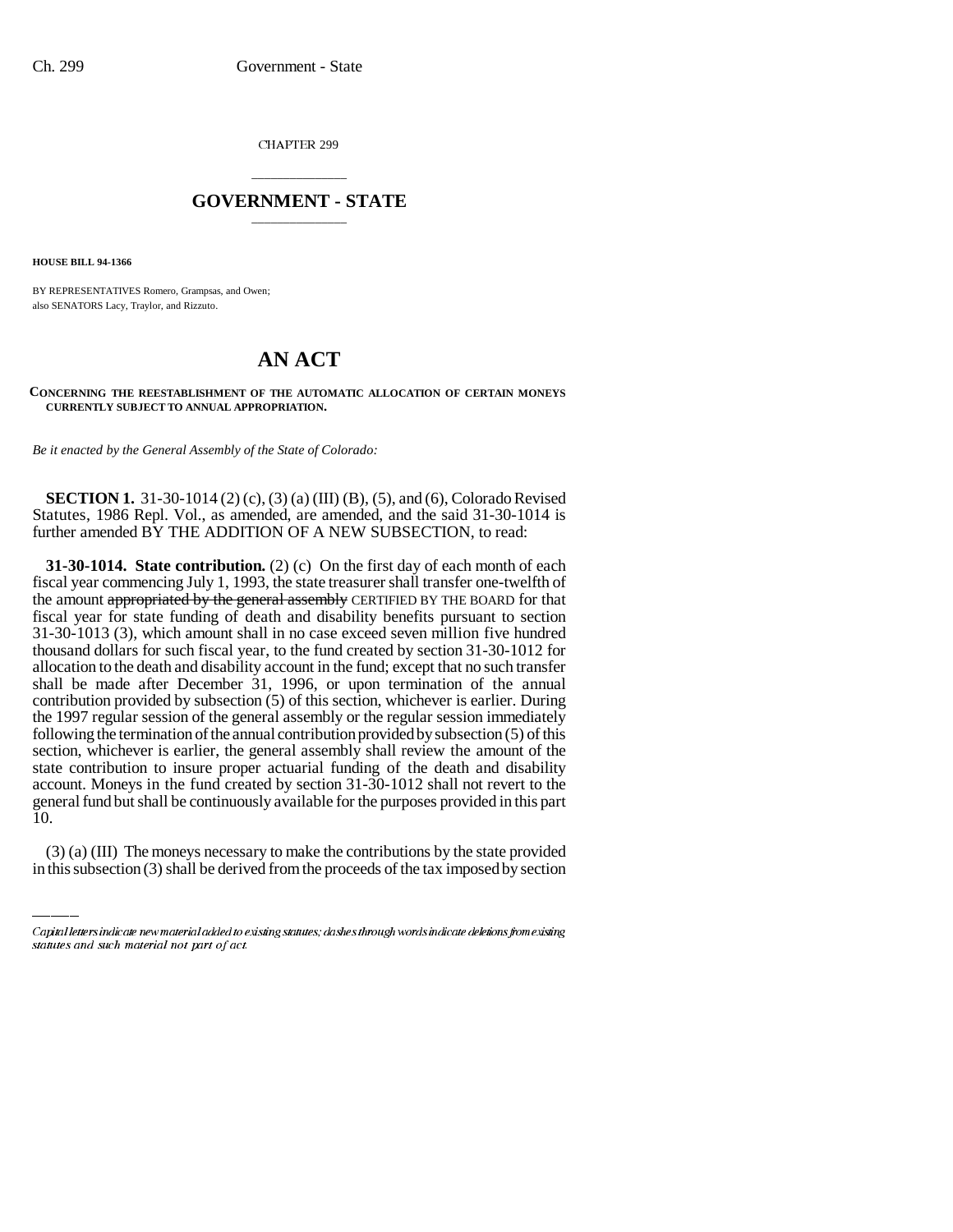CHAPTER 299

# GOVERNMENT - STATE

**HOUSE BILL 94-1366**

BY REPRESENTATIVES Romero, Grampsas, and Owen;
also SENATORS Lacy, Traylor, and Rizzuto.

# AN ACT

**CONCERNING THE REESTABLISHMENT OF THE AUTOMATIC ALLOCATION OF CERTAIN MONEYS CURRENTLY SUBJECT TO ANNUAL APPROPRIATION.**

*Be it enacted by the General Assembly of the State of Colorado:*

**SECTION 1.** 31-30-1014 (2) (c), (3) (a) (III) (B), (5), and (6), Colorado Revised Statutes, 1986 Repl. Vol., as amended, are amended, and the said 31-30-1014 is further amended BY THE ADDITION OF A NEW SUBSECTION, to read:

**31-30-1014. State contribution.** (2) (c) On the first day of each month of each fiscal year commencing July 1, 1993, the state treasurer shall transfer one-twelfth of the amount ~~appropriated by the general assembly~~ CERTIFIED BY THE BOARD for that fiscal year for state funding of death and disability benefits pursuant to section 31-30-1013 (3), which amount shall in no case exceed seven million five hundred thousand dollars for such fiscal year, to the fund created by section 31-30-1012 for allocation to the death and disability account in the fund; except that no such transfer shall be made after December 31, 1996, or upon termination of the annual contribution provided by subsection (5) of this section, whichever is earlier. During the 1997 regular session of the general assembly or the regular session immediately following the termination of the annual contribution provided by subsection (5) of this section, whichever is earlier, the general assembly shall review the amount of the state contribution to insure proper actuarial funding of the death and disability account. Moneys in the fund created by section 31-30-1012 shall not revert to the general fund but shall be continuously available for the purposes provided in this part 10.

(3) (a) (III) The moneys necessary to make the contributions by the state provided in this subsection (3) shall be derived from the proceeds of the tax imposed by section

Capital letters indicate new material added to existing statutes; dashes through words indicate deletions from existing statutes and such material not part of act.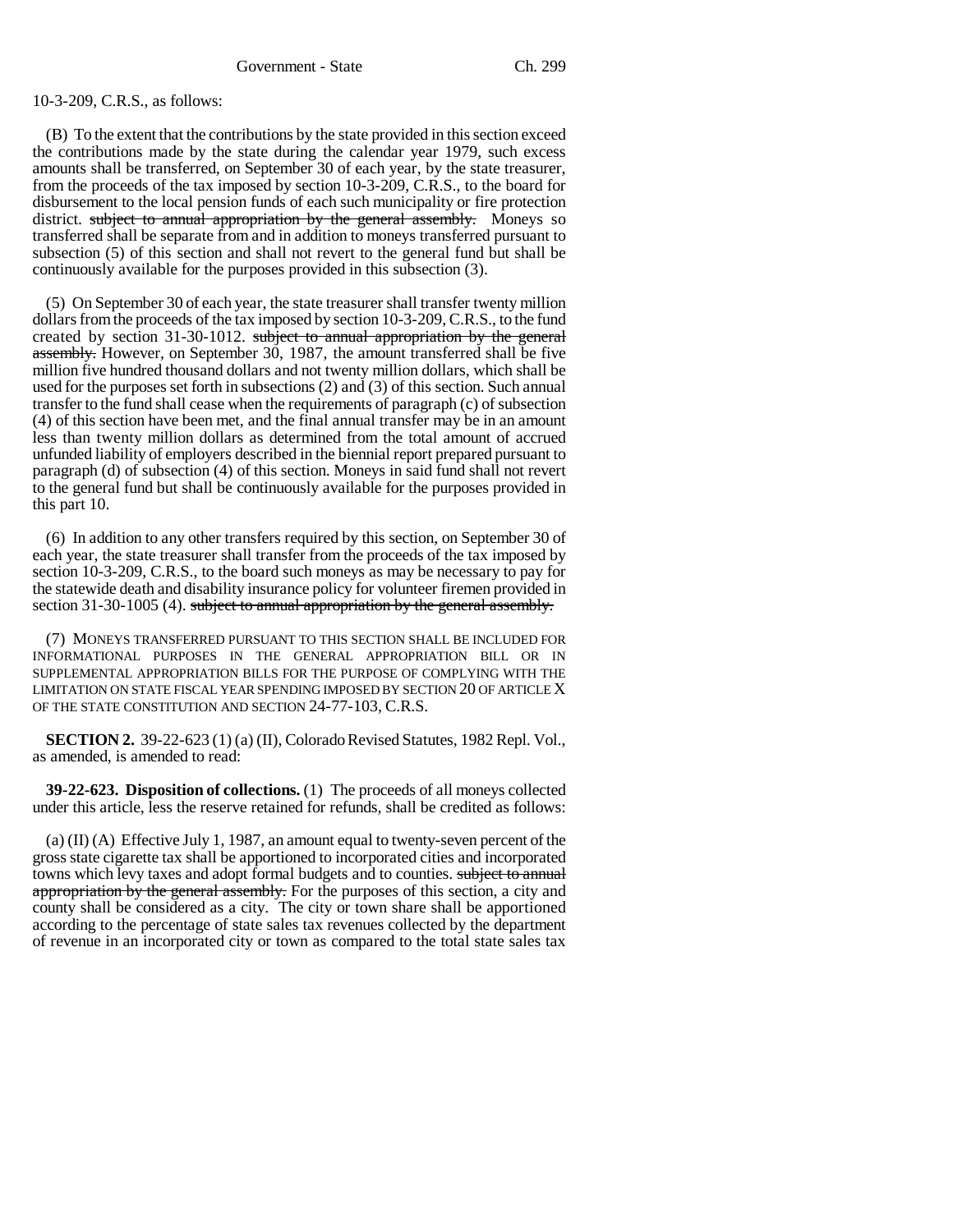10-3-209, C.R.S., as follows:

(B) To the extent that the contributions by the state provided in this section exceed the contributions made by the state during the calendar year 1979, such excess amounts shall be transferred, on September 30 of each year, by the state treasurer, from the proceeds of the tax imposed by section 10-3-209, C.R.S., to the board for disbursement to the local pension funds of each such municipality or fire protection district. ~~subject to annual appropriation by the general assembly.~~ Moneys so transferred shall be separate from and in addition to moneys transferred pursuant to subsection (5) of this section and shall not revert to the general fund but shall be continuously available for the purposes provided in this subsection (3).

(5) On September 30 of each year, the state treasurer shall transfer twenty million dollars from the proceeds of the tax imposed by section 10-3-209, C.R.S., to the fund created by section 31-30-1012. ~~subject to annual appropriation by the general assembly.~~ However, on September 30, 1987, the amount transferred shall be five million five hundred thousand dollars and not twenty million dollars, which shall be used for the purposes set forth in subsections (2) and (3) of this section. Such annual transfer to the fund shall cease when the requirements of paragraph (c) of subsection (4) of this section have been met, and the final annual transfer may be in an amount less than twenty million dollars as determined from the total amount of accrued unfunded liability of employers described in the biennial report prepared pursuant to paragraph (d) of subsection (4) of this section. Moneys in said fund shall not revert to the general fund but shall be continuously available for the purposes provided in this part 10.

(6) In addition to any other transfers required by this section, on September 30 of each year, the state treasurer shall transfer from the proceeds of the tax imposed by section 10-3-209, C.R.S., to the board such moneys as may be necessary to pay for the statewide death and disability insurance policy for volunteer firemen provided in section 31-30-1005 (4). ~~subject to annual appropriation by the general assembly.~~

(7) MONEYS TRANSFERRED PURSUANT TO THIS SECTION SHALL BE INCLUDED FOR INFORMATIONAL PURPOSES IN THE GENERAL APPROPRIATION BILL OR IN SUPPLEMENTAL APPROPRIATION BILLS FOR THE PURPOSE OF COMPLYING WITH THE LIMITATION ON STATE FISCAL YEAR SPENDING IMPOSED BY SECTION 20 OF ARTICLE X OF THE STATE CONSTITUTION AND SECTION 24-77-103, C.R.S.

**SECTION 2.** 39-22-623 (1) (a) (II), Colorado Revised Statutes, 1982 Repl. Vol., as amended, is amended to read:

**39-22-623. Disposition of collections.** (1) The proceeds of all moneys collected under this article, less the reserve retained for refunds, shall be credited as follows:

(a) (II) (A) Effective July 1, 1987, an amount equal to twenty-seven percent of the gross state cigarette tax shall be apportioned to incorporated cities and incorporated towns which levy taxes and adopt formal budgets and to counties. ~~subject to annual appropriation by the general assembly.~~ For the purposes of this section, a city and county shall be considered as a city. The city or town share shall be apportioned according to the percentage of state sales tax revenues collected by the department of revenue in an incorporated city or town as compared to the total state sales tax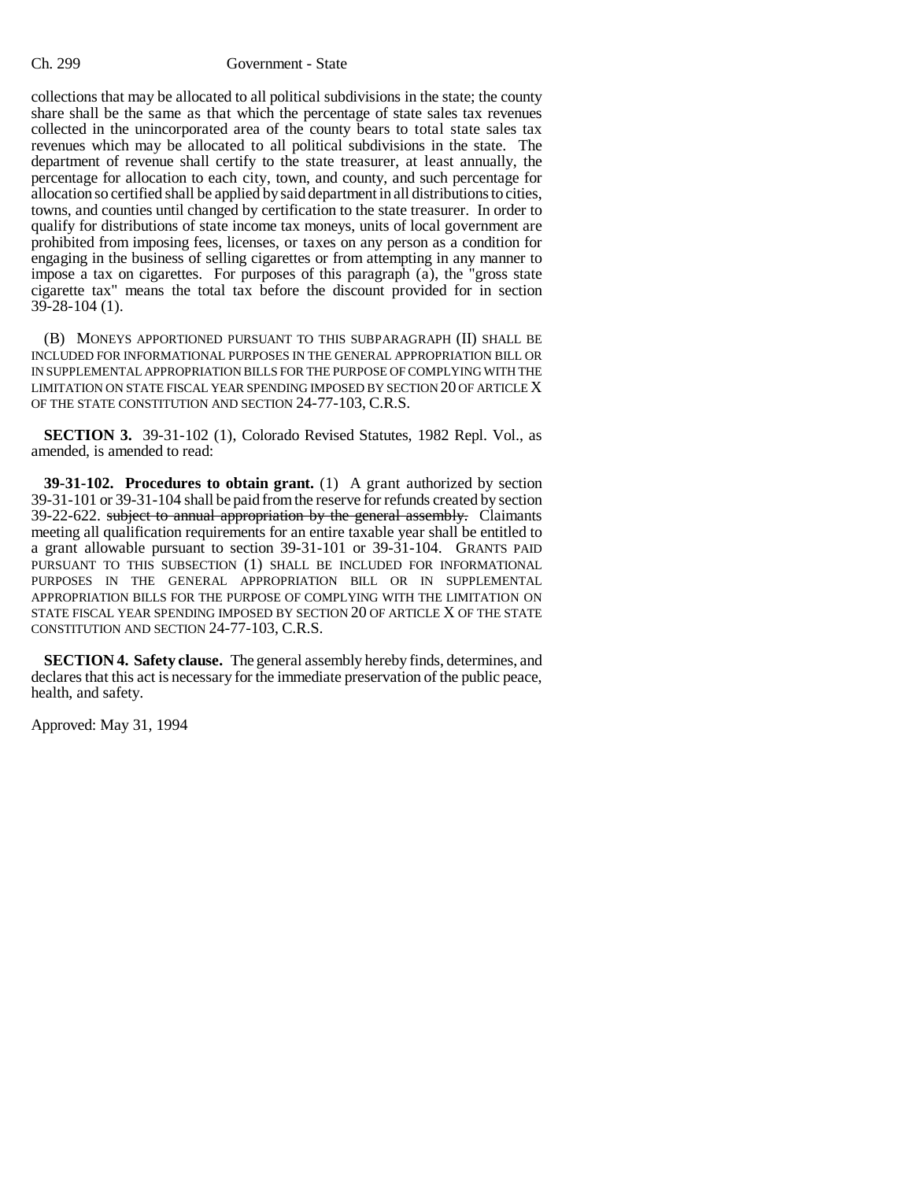collections that may be allocated to all political subdivisions in the state; the county share shall be the same as that which the percentage of state sales tax revenues collected in the unincorporated area of the county bears to total state sales tax revenues which may be allocated to all political subdivisions in the state. The department of revenue shall certify to the state treasurer, at least annually, the percentage for allocation to each city, town, and county, and such percentage for allocation so certified shall be applied by said department in all distributions to cities, towns, and counties until changed by certification to the state treasurer. In order to qualify for distributions of state income tax moneys, units of local government are prohibited from imposing fees, licenses, or taxes on any person as a condition for engaging in the business of selling cigarettes or from attempting in any manner to impose a tax on cigarettes. For purposes of this paragraph (a), the "gross state cigarette tax" means the total tax before the discount provided for in section 39-28-104 (1).

(B) MONEYS APPORTIONED PURSUANT TO THIS SUBPARAGRAPH (II) SHALL BE INCLUDED FOR INFORMATIONAL PURPOSES IN THE GENERAL APPROPRIATION BILL OR IN SUPPLEMENTAL APPROPRIATION BILLS FOR THE PURPOSE OF COMPLYING WITH THE LIMITATION ON STATE FISCAL YEAR SPENDING IMPOSED BY SECTION 20 OF ARTICLE X OF THE STATE CONSTITUTION AND SECTION 24-77-103, C.R.S.

**SECTION 3.** 39-31-102 (1), Colorado Revised Statutes, 1982 Repl. Vol., as amended, is amended to read:

**39-31-102. Procedures to obtain grant.** (1) A grant authorized by section 39-31-101 or 39-31-104 shall be paid from the reserve for refunds created by section 39-22-622. ~~subject to annual appropriation by the general assembly.~~ Claimants meeting all qualification requirements for an entire taxable year shall be entitled to a grant allowable pursuant to section 39-31-101 or 39-31-104. GRANTS PAID PURSUANT TO THIS SUBSECTION (1) SHALL BE INCLUDED FOR INFORMATIONAL PURPOSES IN THE GENERAL APPROPRIATION BILL OR IN SUPPLEMENTAL APPROPRIATION BILLS FOR THE PURPOSE OF COMPLYING WITH THE LIMITATION ON STATE FISCAL YEAR SPENDING IMPOSED BY SECTION 20 OF ARTICLE X OF THE STATE CONSTITUTION AND SECTION 24-77-103, C.R.S.

**SECTION 4. Safety clause.** The general assembly hereby finds, determines, and declares that this act is necessary for the immediate preservation of the public peace, health, and safety.

Approved: May 31, 1994